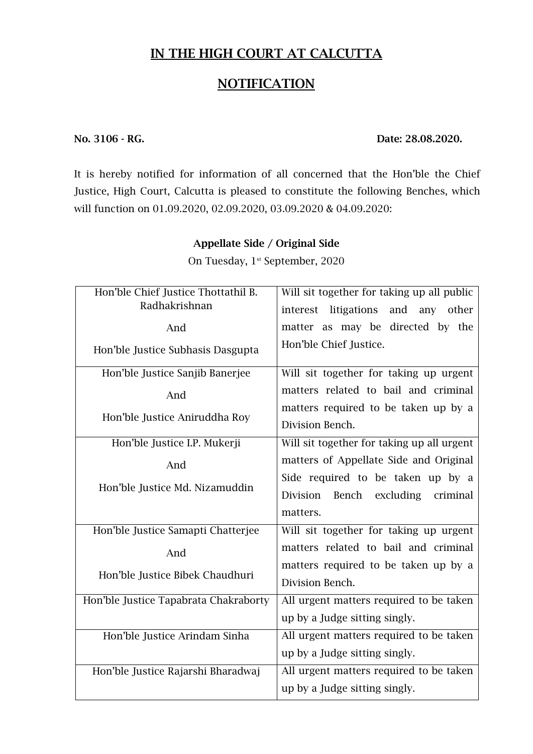# IN THE HIGH COURT AT CALCUTTA

## NOTIFICATION

**No. 3106 - RG.** **Date: 28.08.2020.**

It is hereby notified for information of all concerned that the Hon'ble the Chief Justice, High Court, Calcutta is pleased to constitute the following Benches, which will function on 01.09.2020, 02.09.2020, 03.09.2020 & 04.09.2020:

### Appellate Side / Original Side

On Tuesday, 1st September, 2020

| Bench | Matters |
|---|---|
| Hon'ble Chief Justice Thottathil B. Radhakrishnan<br>And<br>Hon'ble Justice Subhasis Dasgupta | Will sit together for taking up all public interest litigations and any other matter as may be directed by the Hon'ble Chief Justice. |
| Hon'ble Justice Sanjib Banerjee<br>And<br>Hon'ble Justice Aniruddha Roy | Will sit together for taking up urgent matters related to bail and criminal matters required to be taken up by a Division Bench. |
| Hon'ble Justice I.P. Mukerji<br>And<br>Hon'ble Justice Md. Nizamuddin | Will sit together for taking up all urgent matters of Appellate Side and Original Side required to be taken up by a Division Bench excluding criminal matters. |
| Hon'ble Justice Samapti Chatterjee<br>And<br>Hon'ble Justice Bibek Chaudhuri | Will sit together for taking up urgent matters related to bail and criminal matters required to be taken up by a Division Bench. |
| Hon'ble Justice Tapabrata Chakraborty | All urgent matters required to be taken up by a Judge sitting singly. |
| Hon'ble Justice Arindam Sinha | All urgent matters required to be taken up by a Judge sitting singly. |
| Hon'ble Justice Rajarshi Bharadwaj | All urgent matters required to be taken up by a Judge sitting singly. |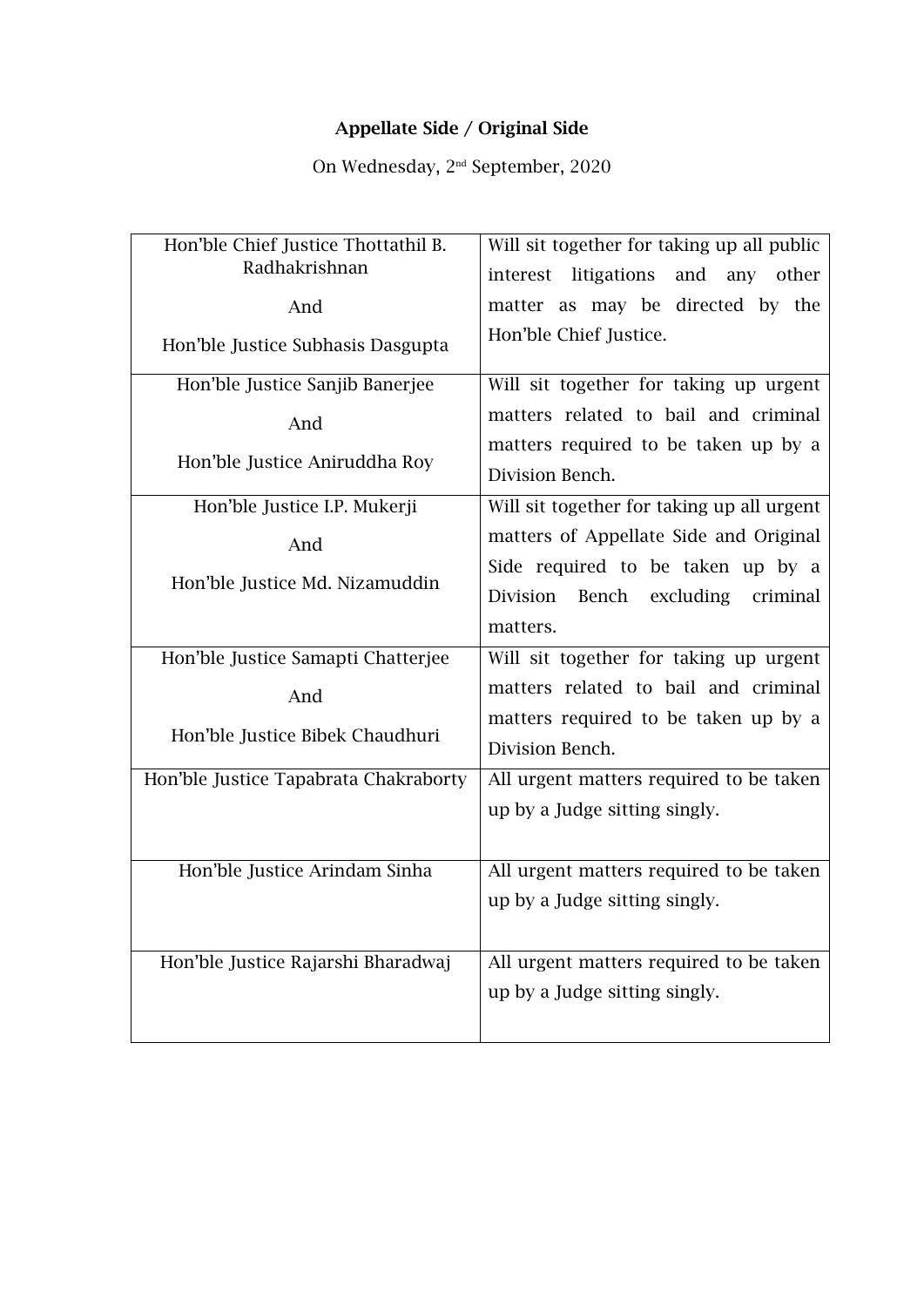**Appellate Side / Original Side**

On Wednesday, 2nd September, 2020

| | |
|---|---|
| Hon'ble Chief Justice Thottathil B. Radhakrishnan<br><br>And<br><br>Hon'ble Justice Subhasis Dasgupta | Will sit together for taking up all public interest litigations and any other matter as may be directed by the Hon'ble Chief Justice. |
| Hon'ble Justice Sanjib Banerjee<br><br>And<br><br>Hon'ble Justice Aniruddha Roy | Will sit together for taking up urgent matters related to bail and criminal matters required to be taken up by a Division Bench. |
| Hon'ble Justice I.P. Mukerji<br><br>And<br><br>Hon'ble Justice Md. Nizamuddin | Will sit together for taking up all urgent matters of Appellate Side and Original Side required to be taken up by a Division Bench excluding criminal matters. |
| Hon'ble Justice Samapti Chatterjee<br><br>And<br><br>Hon'ble Justice Bibek Chaudhuri | Will sit together for taking up urgent matters related to bail and criminal matters required to be taken up by a Division Bench. |
| Hon'ble Justice Tapabrata Chakraborty | All urgent matters required to be taken up by a Judge sitting singly. |
| Hon'ble Justice Arindam Sinha | All urgent matters required to be taken up by a Judge sitting singly. |
| Hon'ble Justice Rajarshi Bharadwaj | All urgent matters required to be taken up by a Judge sitting singly. |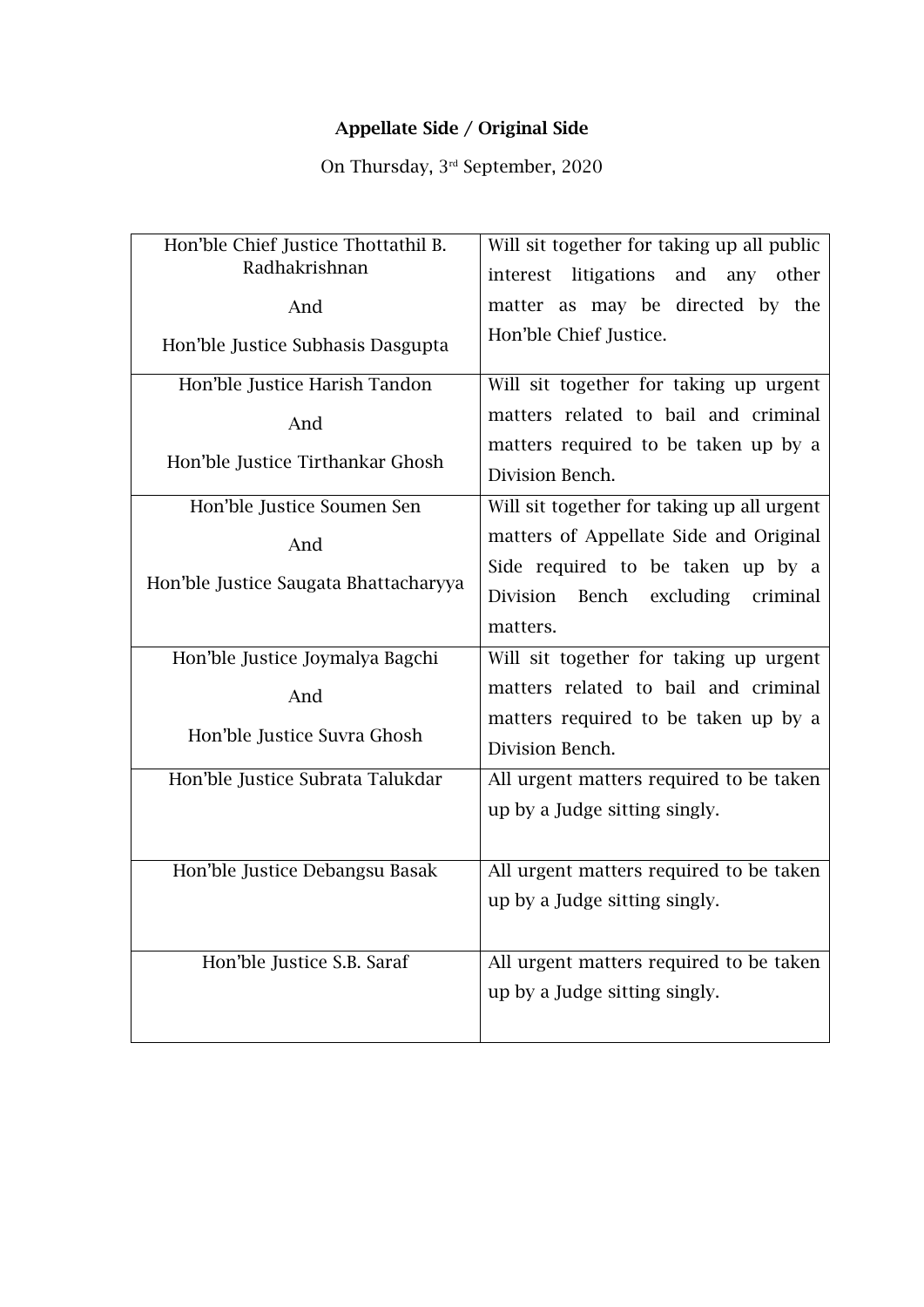**Appellate Side / Original Side**

On Thursday, 3rd September, 2020

| | |
|---|---|
| Hon'ble Chief Justice Thottathil B. Radhakrishnan<br><br>And<br><br>Hon'ble Justice Subhasis Dasgupta | Will sit together for taking up all public interest litigations and any other matter as may be directed by the Hon'ble Chief Justice. |
| Hon'ble Justice Harish Tandon<br><br>And<br><br>Hon'ble Justice Tirthankar Ghosh | Will sit together for taking up urgent matters related to bail and criminal matters required to be taken up by a Division Bench. |
| Hon'ble Justice Soumen Sen<br><br>And<br><br>Hon'ble Justice Saugata Bhattacharyya | Will sit together for taking up all urgent matters of Appellate Side and Original Side required to be taken up by a Division Bench excluding criminal matters. |
| Hon'ble Justice Joymalya Bagchi<br><br>And<br><br>Hon'ble Justice Suvra Ghosh | Will sit together for taking up urgent matters related to bail and criminal matters required to be taken up by a Division Bench. |
| Hon'ble Justice Subrata Talukdar | All urgent matters required to be taken up by a Judge sitting singly. |
| Hon'ble Justice Debangsu Basak | All urgent matters required to be taken up by a Judge sitting singly. |
| Hon'ble Justice S.B. Saraf | All urgent matters required to be taken up by a Judge sitting singly. |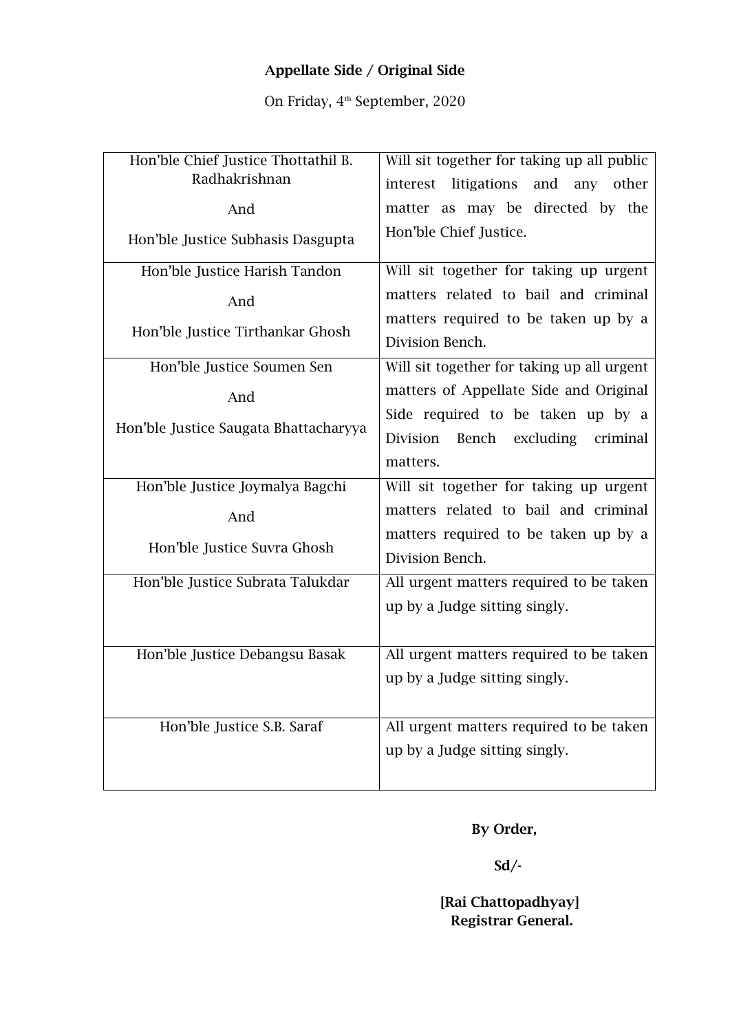**Appellate Side / Original Side**

On Friday, 4th September, 2020

| | |
|---|---|
| Hon'ble Chief Justice Thottathil B. Radhakrishnan<br><br>And<br><br>Hon'ble Justice Subhasis Dasgupta | Will sit together for taking up all public interest litigations and any other matter as may be directed by the Hon'ble Chief Justice. |
| Hon'ble Justice Harish Tandon<br><br>And<br><br>Hon'ble Justice Tirthankar Ghosh | Will sit together for taking up urgent matters related to bail and criminal matters required to be taken up by a Division Bench. |
| Hon'ble Justice Soumen Sen<br><br>And<br><br>Hon'ble Justice Saugata Bhattacharyya | Will sit together for taking up all urgent matters of Appellate Side and Original Side required to be taken up by a Division Bench excluding criminal matters. |
| Hon'ble Justice Joymalya Bagchi<br><br>And<br><br>Hon'ble Justice Suvra Ghosh | Will sit together for taking up urgent matters related to bail and criminal matters required to be taken up by a Division Bench. |
| Hon'ble Justice Subrata Talukdar | All urgent matters required to be taken up by a Judge sitting singly. |
| Hon'ble Justice Debangsu Basak | All urgent matters required to be taken up by a Judge sitting singly. |
| Hon'ble Justice S.B. Saraf | All urgent matters required to be taken up by a Judge sitting singly. |

**By Order,**

**Sd/-**

**[Rai Chattopadhyay]**
**Registrar General.**